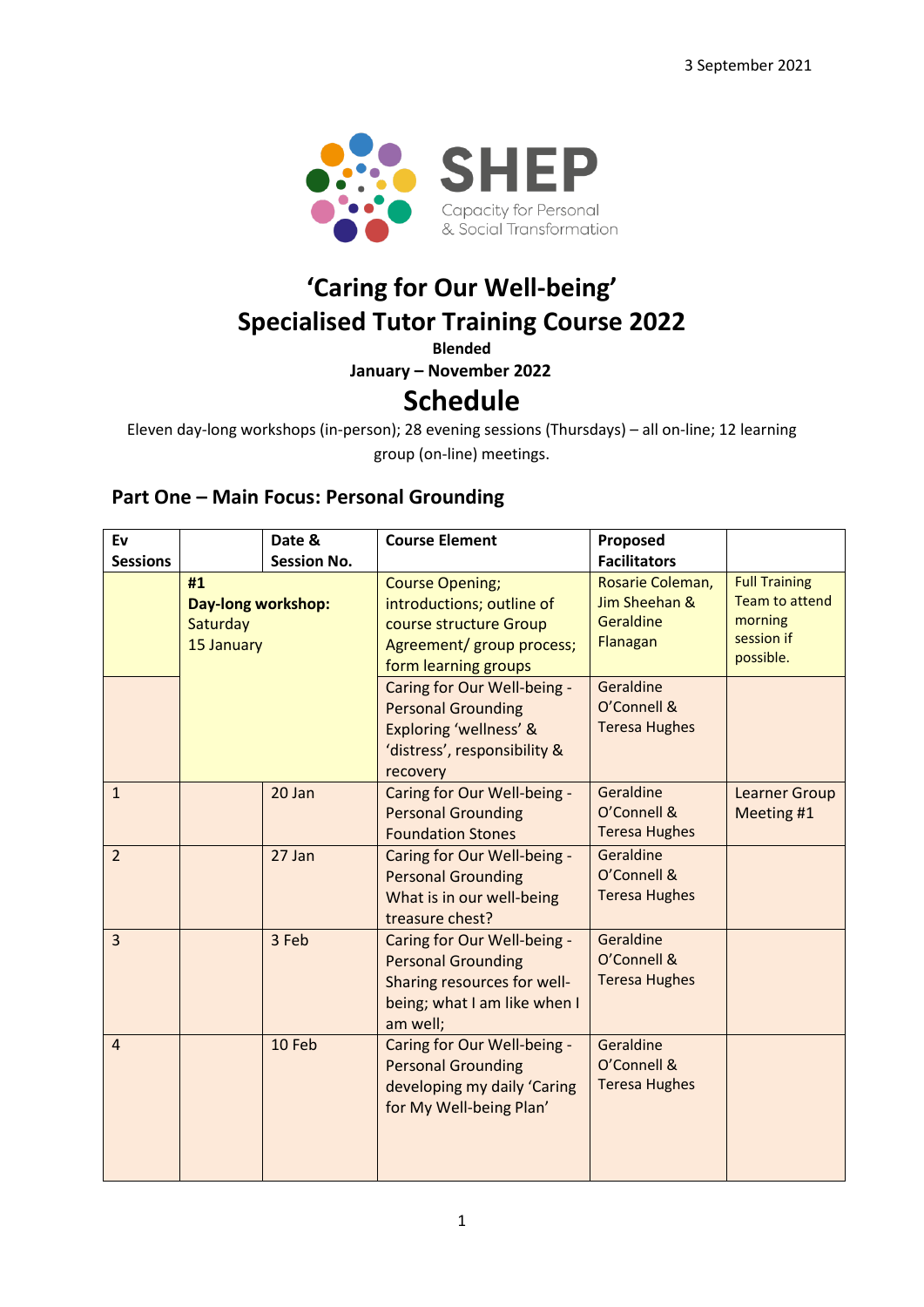3 September 2021

SHEP

Capacity for Personal & Social Transformation

# 'Caring for Our Well-being'
# Specialised Tutor Training Course 2022

**Blended**

**January – November 2022**

## Schedule

Eleven day-long workshops (in-person); 28 evening sessions (Thursdays) – all on-line; 12 learning group (on-line) meetings.

### Part One – Main Focus: Personal Grounding

| Ev Sessions | | Date & Session No. | Course Element | Proposed Facilitators | |
|---|---|---|---|---|---|
| | **#1** **Day-long workshop:** Saturday 15 January | | Course Opening; introductions; outline of course structure Group Agreement/ group process; form learning groups | Rosarie Coleman, Jim Sheehan & Geraldine Flanagan | Full Training Team to attend morning session if possible. |
| | | | Caring for Our Well-being - Personal Grounding Exploring 'wellness' & 'distress', responsibility & recovery | Geraldine O'Connell & Teresa Hughes | |
| 1 | | 20 Jan | Caring for Our Well-being - Personal Grounding Foundation Stones | Geraldine O'Connell & Teresa Hughes | Learner Group Meeting #1 |
| 2 | | 27 Jan | Caring for Our Well-being - Personal Grounding What is in our well-being treasure chest? | Geraldine O'Connell & Teresa Hughes | |
| 3 | | 3 Feb | Caring for Our Well-being - Personal Grounding Sharing resources for well-being; what I am like when I am well; | Geraldine O'Connell & Teresa Hughes | |
| 4 | | 10 Feb | Caring for Our Well-being - Personal Grounding developing my daily 'Caring for My Well-being Plan' | Geraldine O'Connell & Teresa Hughes | |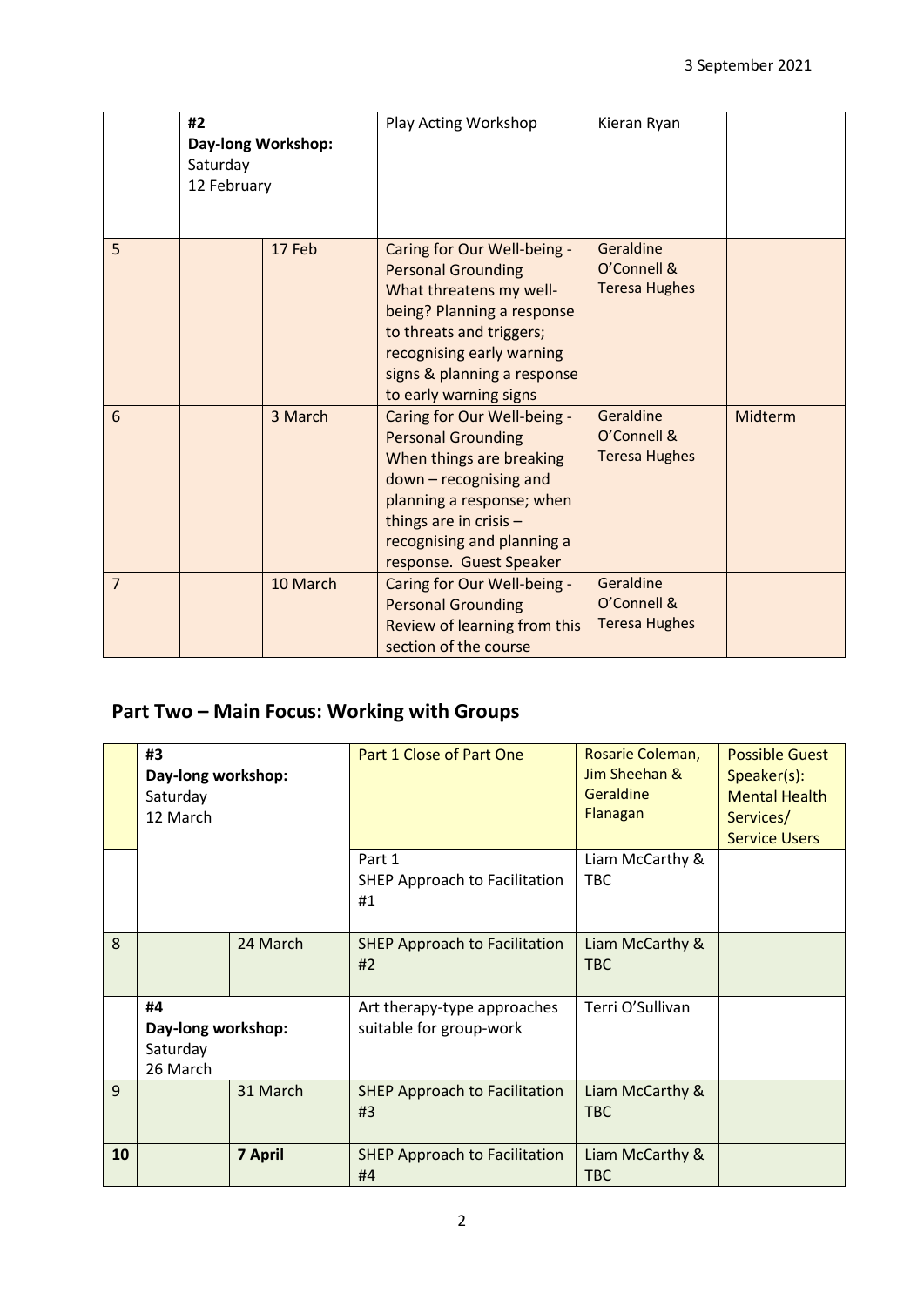| | #2 **Day-long Workshop:** Saturday 12 February | | Play Acting Workshop | Kieran Ryan | |
|---|---|---|---|---|---|
| 5 | | 17 Feb | Caring for Our Well-being - Personal Grounding What threatens my well-being? Planning a response to threats and triggers; recognising early warning signs & planning a response to early warning signs | Geraldine O'Connell & Teresa Hughes | |
| 6 | | 3 March | Caring for Our Well-being - Personal Grounding When things are breaking down – recognising and planning a response; when things are in crisis – recognising and planning a response. Guest Speaker | Geraldine O'Connell & Teresa Hughes | Midterm |
| 7 | | 10 March | Caring for Our Well-being - Personal Grounding Review of learning from this section of the course | Geraldine O'Connell & Teresa Hughes | |

## Part Two – Main Focus: Working with Groups

| | **#3** **Day-long workshop:** Saturday 12 March | | Part 1 Close of Part One | Rosarie Coleman, Jim Sheehan & Geraldine Flanagan | Possible Guest Speaker(s): Mental Health Services/ Service Users |
|---|---|---|---|---|---|
| | | | Part 1 SHEP Approach to Facilitation #1 | Liam McCarthy & TBC | |
| 8 | | 24 March | SHEP Approach to Facilitation #2 | Liam McCarthy & TBC | |
| | **#4** **Day-long workshop:** Saturday 26 March | | Art therapy-type approaches suitable for group-work | Terri O'Sullivan | |
| 9 | | 31 March | SHEP Approach to Facilitation #3 | Liam McCarthy & TBC | |
| **10** | | **7 April** | SHEP Approach to Facilitation #4 | Liam McCarthy & TBC | |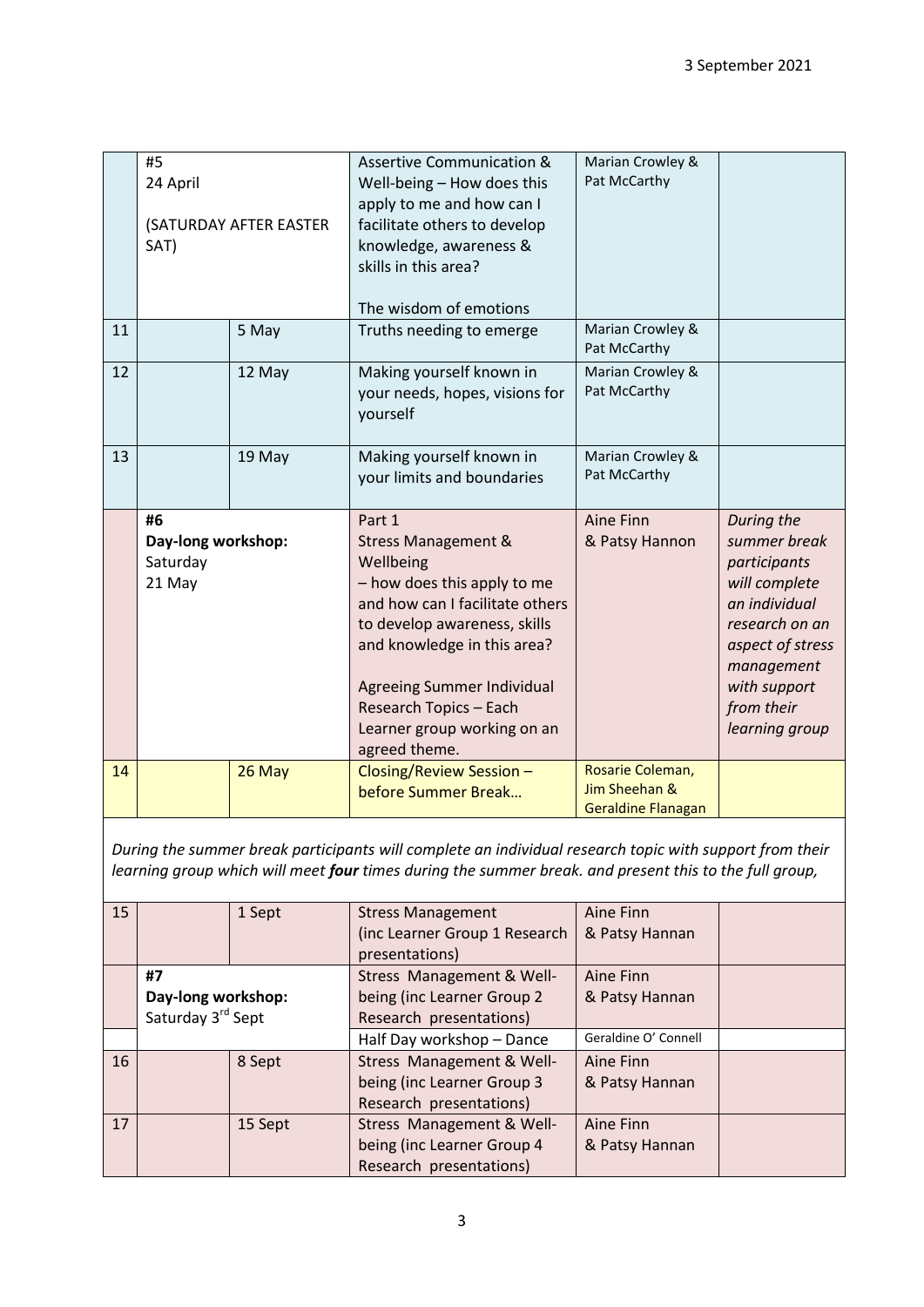3 September 2021

| | | | | | |
|---|---|---|---|---|---|
| | #5<br>24 April<br><br>(SATURDAY AFTER EASTER SAT) | | Assertive Communication & Well-being – How does this apply to me and how can I facilitate others to develop knowledge, awareness & skills in this area?<br><br>The wisdom of emotions | Marian Crowley & Pat McCarthy | |
| 11 | | 5 May | Truths needing to emerge | Marian Crowley & Pat McCarthy | |
| 12 | | 12 May | Making yourself known in your needs, hopes, visions for yourself | Marian Crowley & Pat McCarthy | |
| 13 | | 19 May | Making yourself known in your limits and boundaries | Marian Crowley & Pat McCarthy | |
| | **#6**<br>**Day-long workshop:**<br>Saturday<br>21 May | | Part 1<br>Stress Management & Wellbeing<br>– how does this apply to me and how can I facilitate others to develop awareness, skills and knowledge in this area?<br><br>Agreeing Summer Individual Research Topics – Each Learner group working on an agreed theme. | Aine Finn & Patsy Hannon | *During the summer break participants will complete an individual research on an aspect of stress management with support from their learning group* |
| 14 | | 26 May | Closing/Review Session – before Summer Break… | Rosarie Coleman, Jim Sheehan & Geraldine Flanagan | |

*During the summer break participants will complete an individual research topic with support from their learning group which will meet **four** times during the summer break. and present this to the full group,*

| | | | | | |
|---|---|---|---|---|---|
| 15 | | 1 Sept | Stress Management (inc Learner Group 1 Research presentations) | Aine Finn & Patsy Hannan | |
| | **#7**<br>**Day-long workshop:**<br>Saturday 3rd Sept | | Stress Management & Well-being (inc Learner Group 2 Research presentations) | Aine Finn & Patsy Hannan | |
| | | | Half Day workshop – Dance | Geraldine O' Connell | |
| 16 | | 8 Sept | Stress Management & Well-being (inc Learner Group 3 Research presentations) | Aine Finn & Patsy Hannan | |
| 17 | | 15 Sept | Stress Management & Well-being (inc Learner Group 4 Research presentations) | Aine Finn & Patsy Hannan | |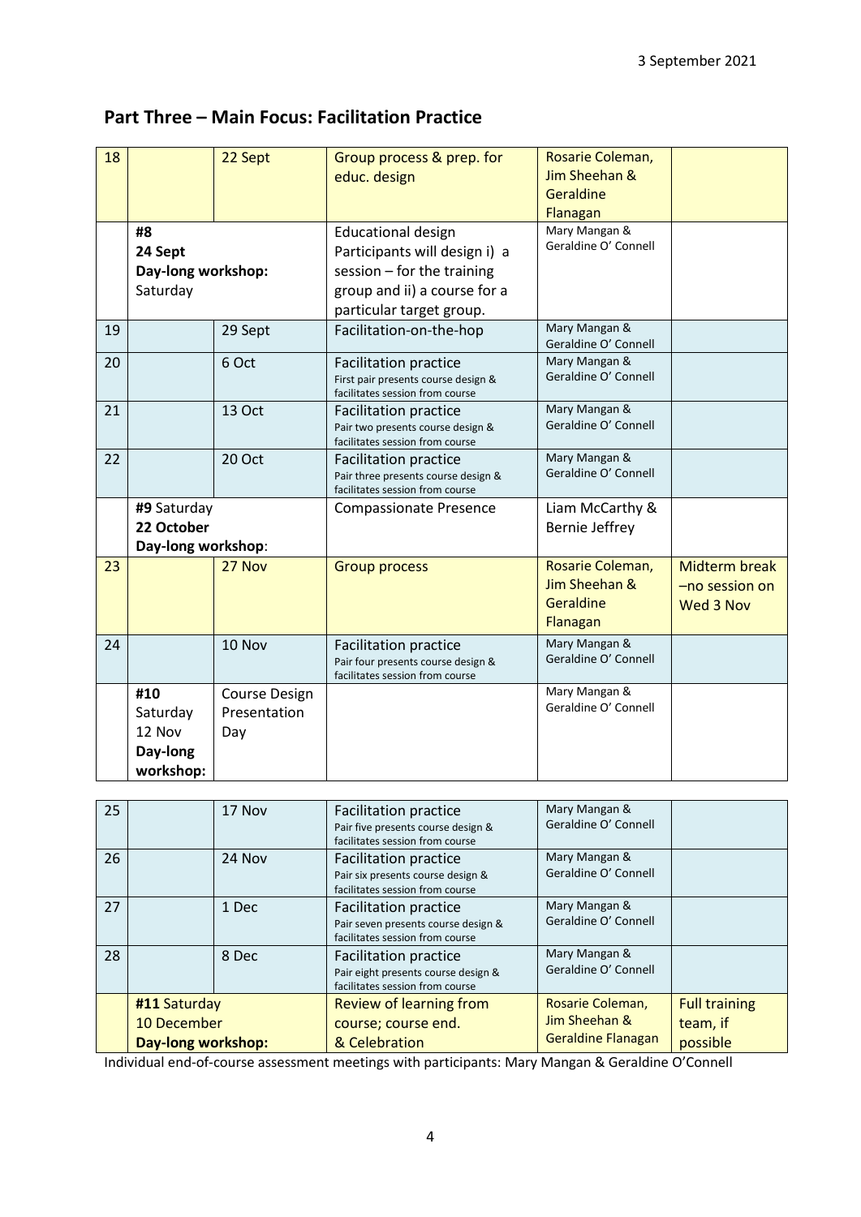3 September 2021

## Part Three – Main Focus: Facilitation Practice

| | | | | | |
|---|---|---|---|---|---|
| 18 | | 22 Sept | Group process & prep. for educ. design | Rosarie Coleman, Jim Sheehan & Geraldine Flanagan | |
| | **#8** **24 Sept** **Day-long workshop:** Saturday | | Educational design Participants will design i) a session – for the training group and ii) a course for a particular target group. | Mary Mangan & Geraldine O' Connell | |
| 19 | | 29 Sept | Facilitation-on-the-hop | Mary Mangan & Geraldine O' Connell | |
| 20 | | 6 Oct | Facilitation practice First pair presents course design & facilitates session from course | Mary Mangan & Geraldine O' Connell | |
| 21 | | 13 Oct | Facilitation practice Pair two presents course design & facilitates session from course | Mary Mangan & Geraldine O' Connell | |
| 22 | | 20 Oct | Facilitation practice Pair three presents course design & facilitates session from course | Mary Mangan & Geraldine O' Connell | |
| | **#9** Saturday **22 October** **Day-long workshop**: | | Compassionate Presence | Liam McCarthy & Bernie Jeffrey | |
| 23 | | 27 Nov | Group process | Rosarie Coleman, Jim Sheehan & Geraldine Flanagan | Midterm break –no session on Wed 3 Nov |
| 24 | | 10 Nov | Facilitation practice Pair four presents course design & facilitates session from course | Mary Mangan & Geraldine O' Connell | |
| | **#10** Saturday 12 Nov **Day-long workshop:** | Course Design Presentation Day | | Mary Mangan & Geraldine O' Connell | |
| 25 | | 17 Nov | Facilitation practice Pair five presents course design & facilitates session from course | Mary Mangan & Geraldine O' Connell | |
| 26 | | 24 Nov | Facilitation practice Pair six presents course design & facilitates session from course | Mary Mangan & Geraldine O' Connell | |
| 27 | | 1 Dec | Facilitation practice Pair seven presents course design & facilitates session from course | Mary Mangan & Geraldine O' Connell | |
| 28 | | 8 Dec | Facilitation practice Pair eight presents course design & facilitates session from course | Mary Mangan & Geraldine O' Connell | |
| | **#11** Saturday 10 December **Day-long workshop:** | | Review of learning from course; course end. & Celebration | Rosarie Coleman, Jim Sheehan & Geraldine Flanagan | Full training team, if possible |

Individual end-of-course assessment meetings with participants: Mary Mangan & Geraldine O'Connell